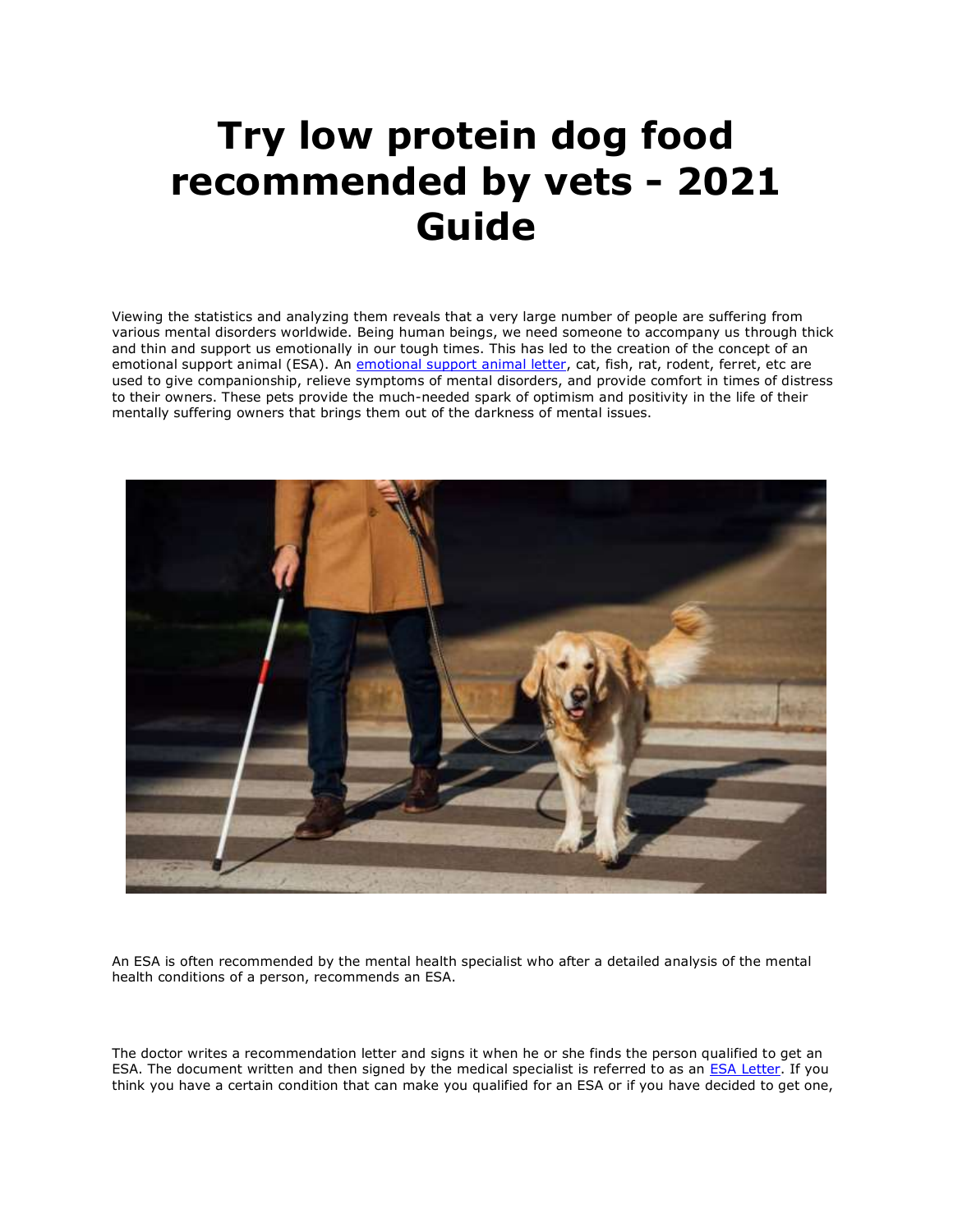# Try low protein dog food recommended by vets - 2021 Guide

Viewing the statistics and analyzing them reveals that a very large number of people are suffering from various mental disorders worldwide. Being human beings, we need someone to accompany us through thick and thin and support us emotionally in our tough times. This has led to the creation of the concept of an emotional support animal (ESA). An [emotional support animal letter](), cat, fish, rat, rodent, ferret, etc are used to give companionship, relieve symptoms of mental disorders, and provide comfort in times of distress to their owners. These pets provide the much-needed spark of optimism and positivity in the life of their mentally suffering owners that brings them out of the darkness of mental issues.

An ESA is often recommended by the mental health specialist who after a detailed analysis of the mental health conditions of a person, recommends an ESA.

The doctor writes a recommendation letter and signs it when he or she finds the person qualified to get an ESA. The document written and then signed by the medical specialist is referred to as an [ESA Letter](). If you think you have a certain condition that can make you qualified for an ESA or if you have decided to get one,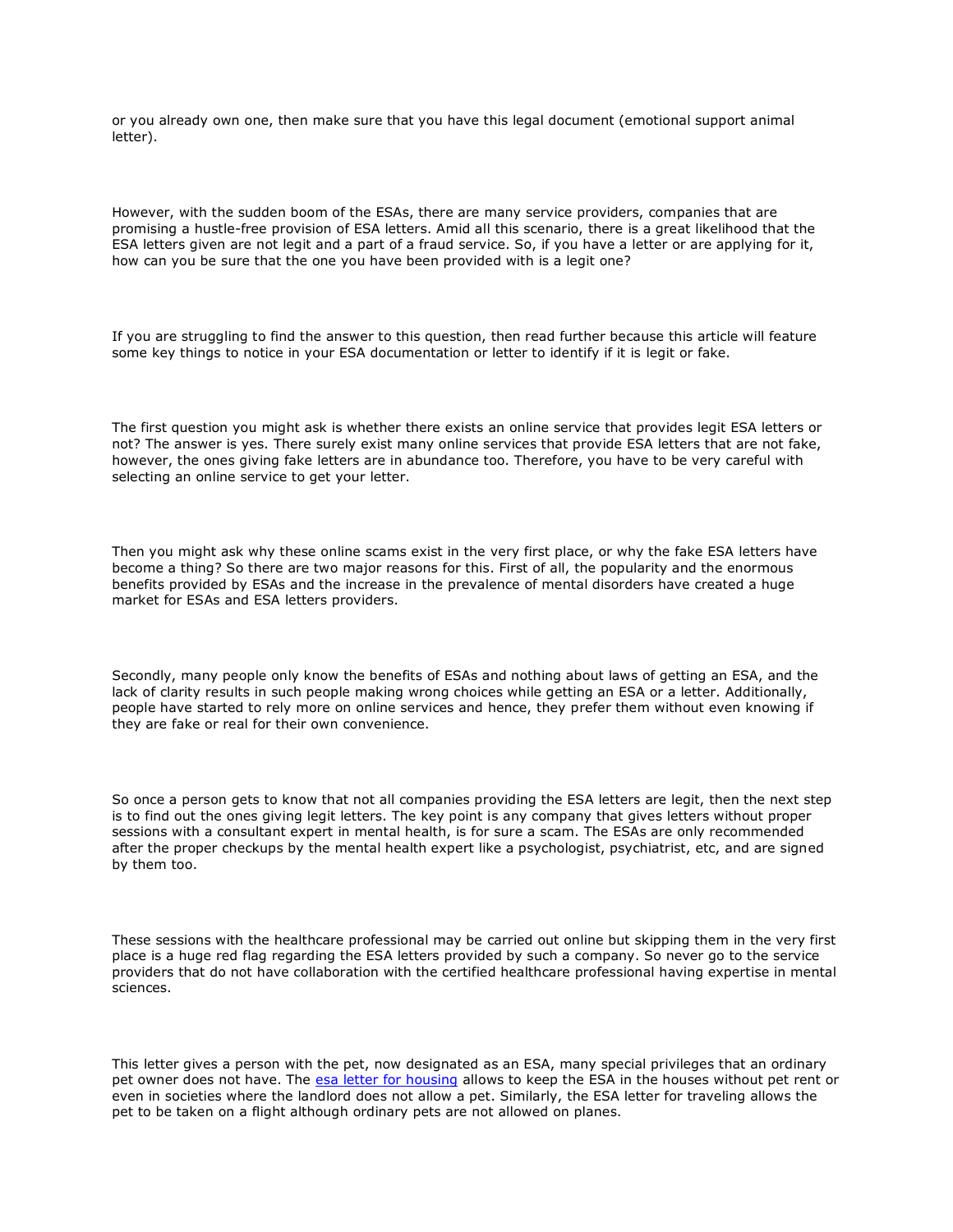or you already own one, then make sure that you have this legal document (emotional support animal letter).

However, with the sudden boom of the ESAs, there are many service providers, companies that are promising a hustle-free provision of ESA letters. Amid all this scenario, there is a great likelihood that the ESA letters given are not legit and a part of a fraud service. So, if you have a letter or are applying for it, how can you be sure that the one you have been provided with is a legit one?

If you are struggling to find the answer to this question, then read further because this article will feature some key things to notice in your ESA documentation or letter to identify if it is legit or fake.

The first question you might ask is whether there exists an online service that provides legit ESA letters or not? The answer is yes. There surely exist many online services that provide ESA letters that are not fake, however, the ones giving fake letters are in abundance too. Therefore, you have to be very careful with selecting an online service to get your letter.

Then you might ask why these online scams exist in the very first place, or why the fake ESA letters have become a thing? So there are two major reasons for this. First of all, the popularity and the enormous benefits provided by ESAs and the increase in the prevalence of mental disorders have created a huge market for ESAs and ESA letters providers.

Secondly, many people only know the benefits of ESAs and nothing about laws of getting an ESA, and the lack of clarity results in such people making wrong choices while getting an ESA or a letter. Additionally, people have started to rely more on online services and hence, they prefer them without even knowing if they are fake or real for their own convenience.

So once a person gets to know that not all companies providing the ESA letters are legit, then the next step is to find out the ones giving legit letters. The key point is any company that gives letters without proper sessions with a consultant expert in mental health, is for sure a scam. The ESAs are only recommended after the proper checkups by the mental health expert like a psychologist, psychiatrist, etc, and are signed by them too.

These sessions with the healthcare professional may be carried out online but skipping them in the very first place is a huge red flag regarding the ESA letters provided by such a company. So never go to the service providers that do not have collaboration with the certified healthcare professional having expertise in mental sciences.

This letter gives a person with the pet, now designated as an ESA, many special privileges that an ordinary pet owner does not have. The [esa letter for housing]() allows to keep the ESA in the houses without pet rent or even in societies where the landlord does not allow a pet. Similarly, the ESA letter for traveling allows the pet to be taken on a flight although ordinary pets are not allowed on planes.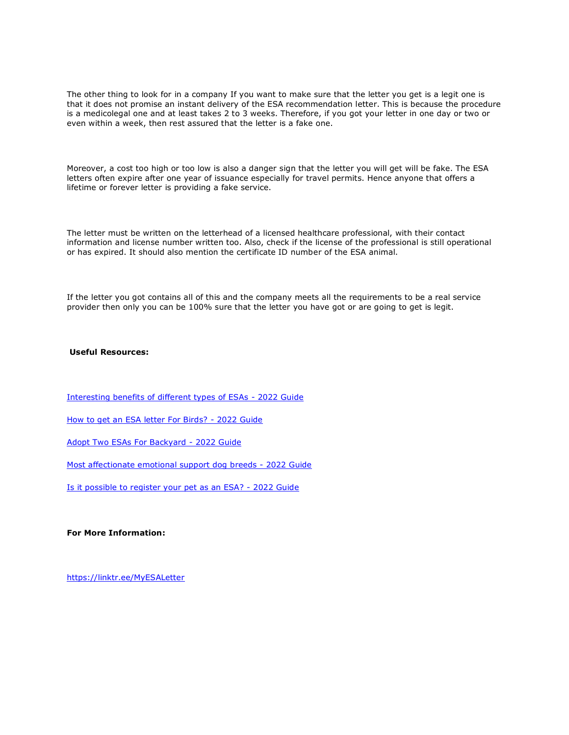The other thing to look for in a company If you want to make sure that the letter you get is a legit one is that it does not promise an instant delivery of the ESA recommendation letter. This is because the procedure is a medicolegal one and at least takes 2 to 3 weeks. Therefore, if you got your letter in one day or two or even within a week, then rest assured that the letter is a fake one.

Moreover, a cost too high or too low is also a danger sign that the letter you will get will be fake. The ESA letters often expire after one year of issuance especially for travel permits. Hence anyone that offers a lifetime or forever letter is providing a fake service.

The letter must be written on the letterhead of a licensed healthcare professional, with their contact information and license number written too. Also, check if the license of the professional is still operational or has expired. It should also mention the certificate ID number of the ESA animal.

If the letter you got contains all of this and the company meets all the requirements to be a real service provider then only you can be 100% sure that the letter you have got or are going to get is legit.

**Useful Resources:**

[Interesting benefits of different types of ESAs - 2022 Guide]()

[How to get an ESA letter For Birds? - 2022 Guide]()

[Adopt Two ESAs For Backyard - 2022 Guide]()

[Most affectionate emotional support dog breeds - 2022 Guide]()

[Is it possible to register your pet as an ESA? - 2022 Guide]()

**For More Information:**

https://linktr.ee/MyESALetter